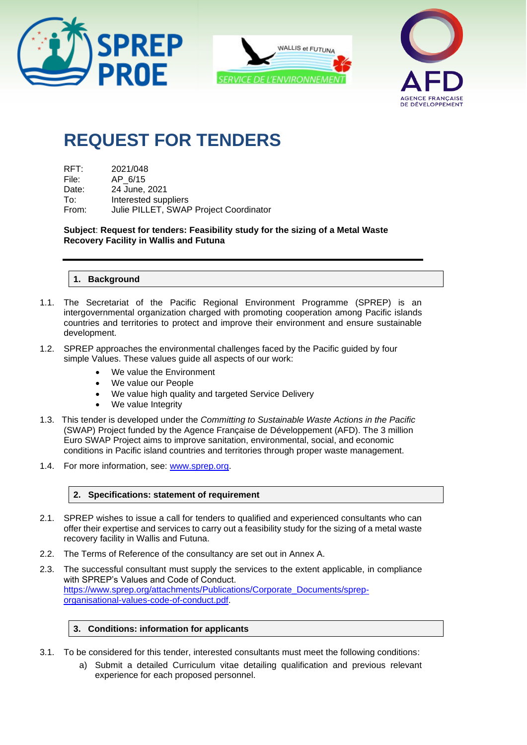# REQUEST FOR TENDERS

RFT: 2021/048
File: AP_6/15
Date: 24 June, 2021
To: Interested suppliers
From: Julie PILLET, SWAP Project Coordinator

**Subject**: **Request for tenders: Feasibility study for the sizing of a Metal Waste Recovery Facility in Wallis and Futuna**

---

## 1. Background

1.1. The Secretariat of the Pacific Regional Environment Programme (SPREP) is an intergovernmental organization charged with promoting cooperation among Pacific islands countries and territories to protect and improve their environment and ensure sustainable development.

1.2. SPREP approaches the environmental challenges faced by the Pacific guided by four simple Values. These values guide all aspects of our work:

- We value the Environment
- We value our People
- We value high quality and targeted Service Delivery
- We value Integrity

1.3. This tender is developed under the *Committing to Sustainable Waste Actions in the Pacific* (SWAP) Project funded by the Agence Française de Développement (AFD). The 3 million Euro SWAP Project aims to improve sanitation, environmental, social, and economic conditions in Pacific island countries and territories through proper waste management.

1.4. For more information, see: [www.sprep.org](www.sprep.org).

## 2. Specifications: statement of requirement

2.1. SPREP wishes to issue a call for tenders to qualified and experienced consultants who can offer their expertise and services to carry out a feasibility study for the sizing of a metal waste recovery facility in Wallis and Futuna.

2.2. The Terms of Reference of the consultancy are set out in Annex A.

2.3. The successful consultant must supply the services to the extent applicable, in compliance with SPREP's Values and Code of Conduct. [https://www.sprep.org/attachments/Publications/Corporate_Documents/sprep-organisational-values-code-of-conduct.pdf](https://www.sprep.org/attachments/Publications/Corporate_Documents/sprep-organisational-values-code-of-conduct.pdf).

## 3. Conditions: information for applicants

3.1. To be considered for this tender, interested consultants must meet the following conditions:

a) Submit a detailed Curriculum vitae detailing qualification and previous relevant experience for each proposed personnel.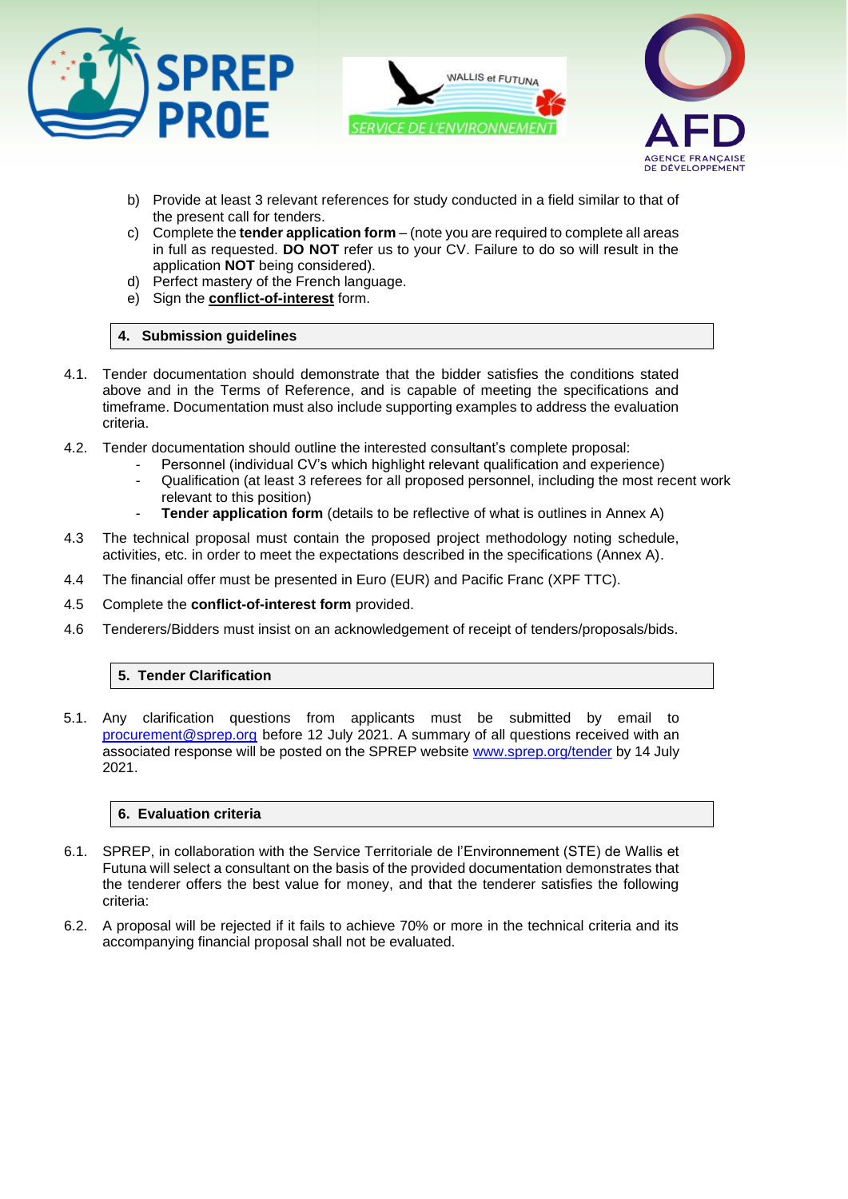b) Provide at least 3 relevant references for study conducted in a field similar to that of the present call for tenders.
c) Complete the **tender application form** – (note you are required to complete all areas in full as requested. **DO NOT** refer us to your CV. Failure to do so will result in the application **NOT** being considered).
d) Perfect mastery of the French language.
e) Sign the **conflict-of-interest** form.

## 4. Submission guidelines

4.1. Tender documentation should demonstrate that the bidder satisfies the conditions stated above and in the Terms of Reference, and is capable of meeting the specifications and timeframe. Documentation must also include supporting examples to address the evaluation criteria.

4.2. Tender documentation should outline the interested consultant's complete proposal:
- Personnel (individual CV's which highlight relevant qualification and experience)
- Qualification (at least 3 referees for all proposed personnel, including the most recent work relevant to this position)
- **Tender application form** (details to be reflective of what is outlines in Annex A)

4.3 The technical proposal must contain the proposed project methodology noting schedule, activities, etc. in order to meet the expectations described in the specifications (Annex A).

4.4 The financial offer must be presented in Euro (EUR) and Pacific Franc (XPF TTC).

4.5 Complete the **conflict-of-interest form** provided.

4.6 Tenderers/Bidders must insist on an acknowledgement of receipt of tenders/proposals/bids.

## 5. Tender Clarification

5.1. Any clarification questions from applicants must be submitted by email to procurement@sprep.org before 12 July 2021. A summary of all questions received with an associated response will be posted on the SPREP website www.sprep.org/tender by 14 July 2021.

## 6. Evaluation criteria

6.1. SPREP, in collaboration with the Service Territoriale de l'Environnement (STE) de Wallis et Futuna will select a consultant on the basis of the provided documentation demonstrates that the tenderer offers the best value for money, and that the tenderer satisfies the following criteria:

6.2. A proposal will be rejected if it fails to achieve 70% or more in the technical criteria and its accompanying financial proposal shall not be evaluated.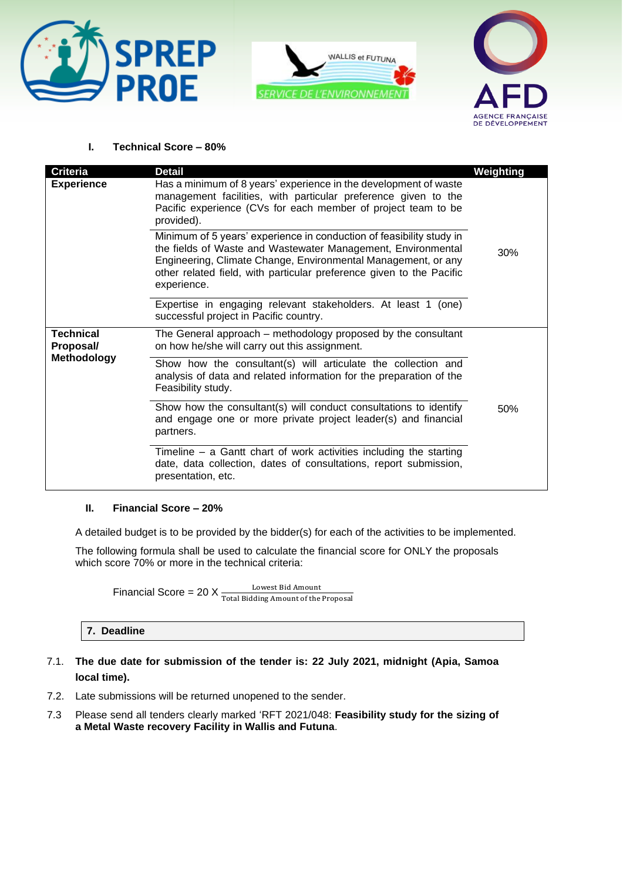### I. Technical Score – 80%

| Criteria | Detail | Weighting |
|---|---|---|
| **Experience** | Has a minimum of 8 years' experience in the development of waste management facilities, with particular preference given to the Pacific experience (CVs for each member of project team to be provided). | 30% |
| | Minimum of 5 years' experience in conduction of feasibility study in the fields of Waste and Wastewater Management, Environmental Engineering, Climate Change, Environmental Management, or any other related field, with particular preference given to the Pacific experience. | |
| | Expertise in engaging relevant stakeholders. At least 1 (one) successful project in Pacific country. | |
| **Technical Proposal/ Methodology** | The General approach – methodology proposed by the consultant on how he/she will carry out this assignment. | 50% |
| | Show how the consultant(s) will articulate the collection and analysis of data and related information for the preparation of the Feasibility study. | |
| | Show how the consultant(s) will conduct consultations to identify and engage one or more private project leader(s) and financial partners. | |
| | Timeline – a Gantt chart of work activities including the starting date, data collection, dates of consultations, report submission, presentation, etc. | |

### II. Financial Score – 20%

A detailed budget is to be provided by the bidder(s) for each of the activities to be implemented.

The following formula shall be used to calculate the financial score for ONLY the proposals which score 70% or more in the technical criteria:

$$\text{Financial Score} = 20 \text{ X } \frac{\text{Lowest Bid Amount}}{\text{Total Bidding Amount of the Proposal}}$$

## 7. Deadline

7.1. **The due date for submission of the tender is: 22 July 2021, midnight (Apia, Samoa local time).**

7.2. Late submissions will be returned unopened to the sender.

7.3 Please send all tenders clearly marked 'RFT 2021/048: **Feasibility study for the sizing of a Metal Waste recovery Facility in Wallis and Futuna**.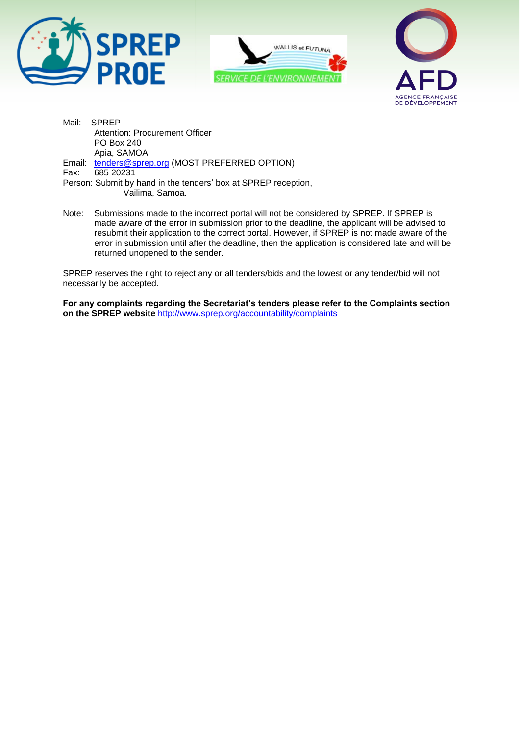Mail: SPREP
Attention: Procurement Officer
PO Box 240
Apia, SAMOA

Email: tenders@sprep.org (MOST PREFERRED OPTION)

Fax: 685 20231

Person: Submit by hand in the tenders' box at SPREP reception,
Vailima, Samoa.

Note: Submissions made to the incorrect portal will not be considered by SPREP. If SPREP is made aware of the error in submission prior to the deadline, the applicant will be advised to resubmit their application to the correct portal. However, if SPREP is not made aware of the error in submission until after the deadline, then the application is considered late and will be returned unopened to the sender.

SPREP reserves the right to reject any or all tenders/bids and the lowest or any tender/bid will not necessarily be accepted.

**For any complaints regarding the Secretariat's tenders please refer to the Complaints section on the SPREP website** http://www.sprep.org/accountability/complaints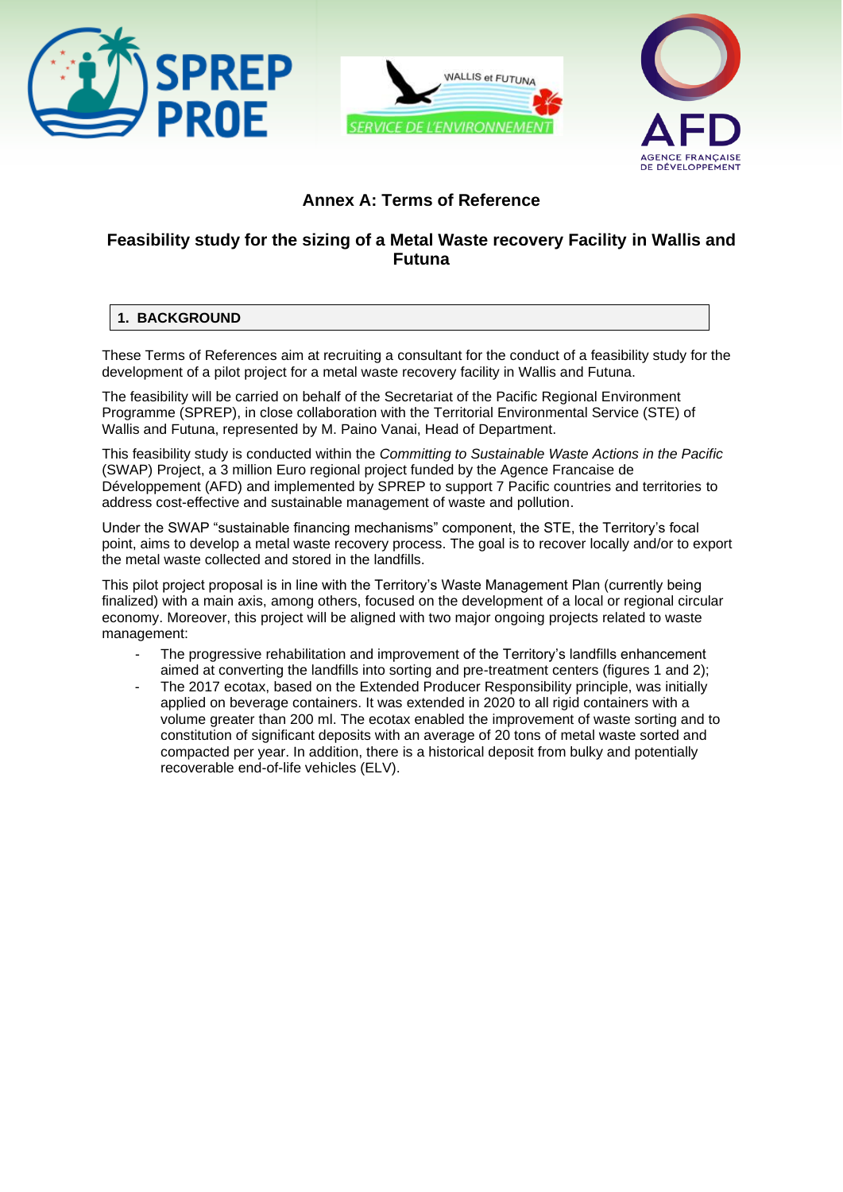# Annex A: Terms of Reference

## Feasibility study for the sizing of a Metal Waste recovery Facility in Wallis and Futuna

### 1. BACKGROUND

These Terms of References aim at recruiting a consultant for the conduct of a feasibility study for the development of a pilot project for a metal waste recovery facility in Wallis and Futuna.

The feasibility will be carried on behalf of the Secretariat of the Pacific Regional Environment Programme (SPREP), in close collaboration with the Territorial Environmental Service (STE) of Wallis and Futuna, represented by M. Paino Vanai, Head of Department.

This feasibility study is conducted within the *Committing to Sustainable Waste Actions in the Pacific* (SWAP) Project, a 3 million Euro regional project funded by the Agence Francaise de Développement (AFD) and implemented by SPREP to support 7 Pacific countries and territories to address cost-effective and sustainable management of waste and pollution.

Under the SWAP "sustainable financing mechanisms" component, the STE, the Territory's focal point, aims to develop a metal waste recovery process. The goal is to recover locally and/or to export the metal waste collected and stored in the landfills.

This pilot project proposal is in line with the Territory's Waste Management Plan (currently being finalized) with a main axis, among others, focused on the development of a local or regional circular economy. Moreover, this project will be aligned with two major ongoing projects related to waste management:

- The progressive rehabilitation and improvement of the Territory's landfills enhancement aimed at converting the landfills into sorting and pre-treatment centers (figures 1 and 2);
- The 2017 ecotax, based on the Extended Producer Responsibility principle, was initially applied on beverage containers. It was extended in 2020 to all rigid containers with a volume greater than 200 ml. The ecotax enabled the improvement of waste sorting and to constitution of significant deposits with an average of 20 tons of metal waste sorted and compacted per year. In addition, there is a historical deposit from bulky and potentially recoverable end-of-life vehicles (ELV).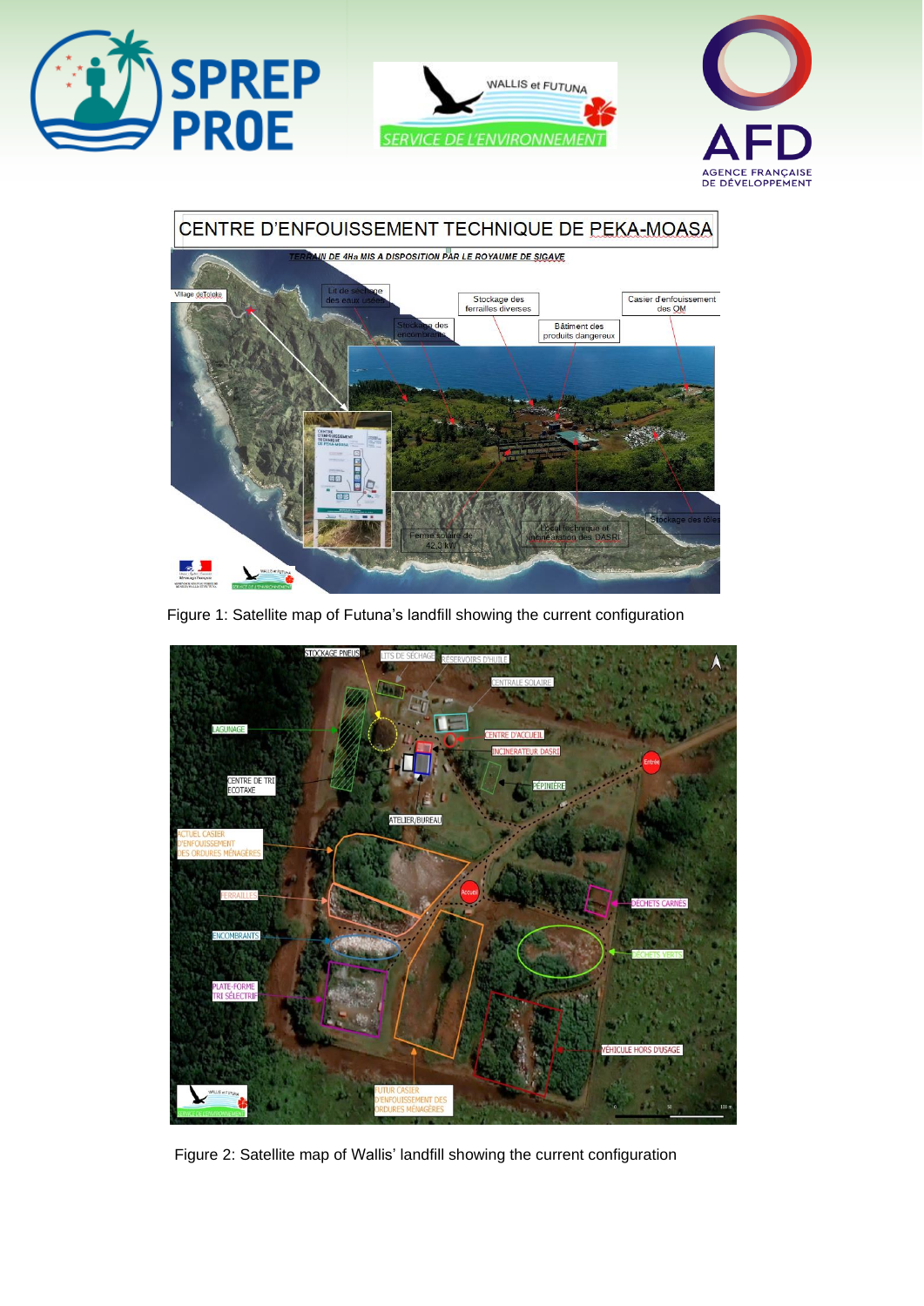Figure 1: Satellite map of Futuna's landfill showing the current configuration

Figure 2: Satellite map of Wallis' landfill showing the current configuration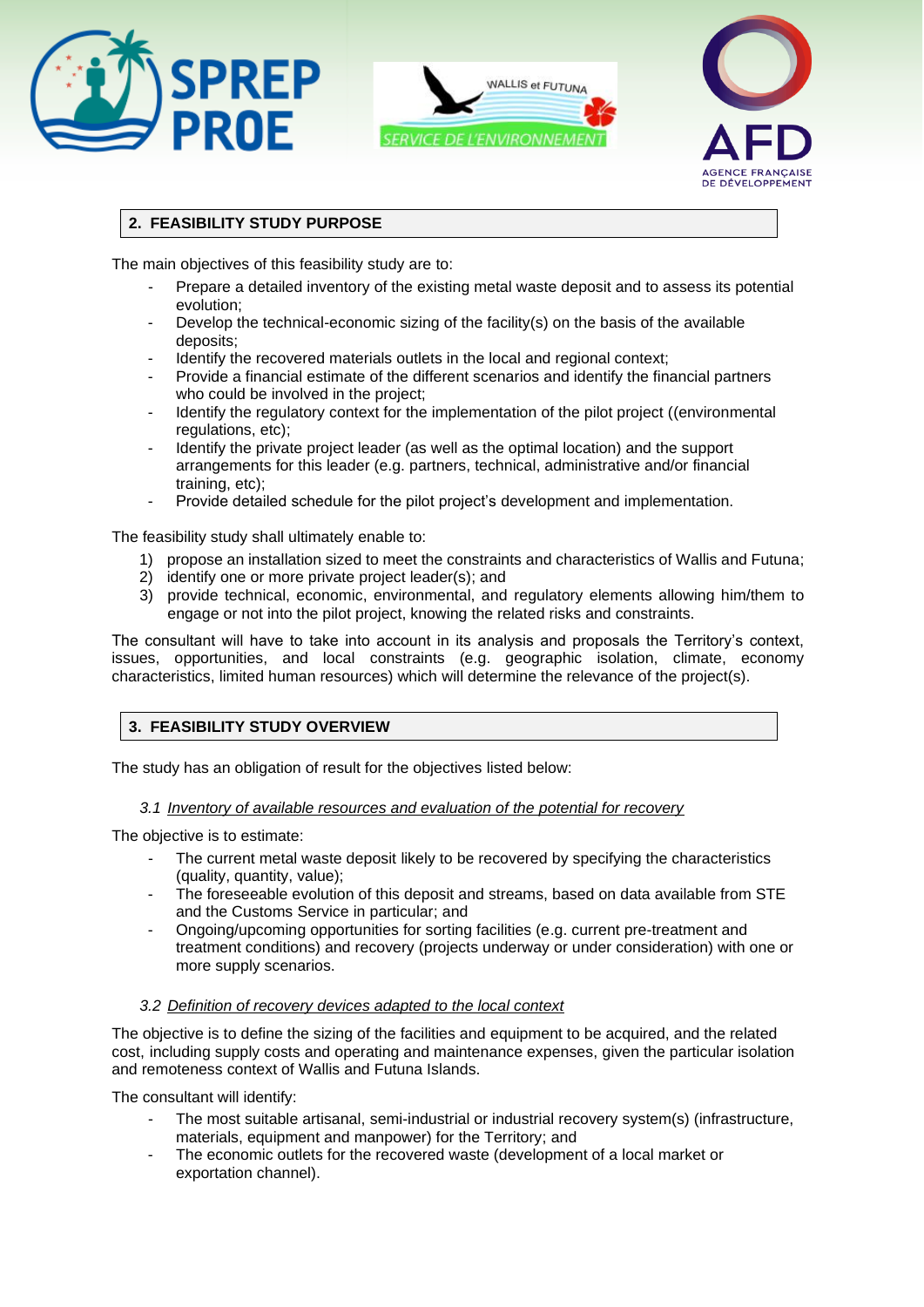## 2. FEASIBILITY STUDY PURPOSE

The main objectives of this feasibility study are to:

- Prepare a detailed inventory of the existing metal waste deposit and to assess its potential evolution;
- Develop the technical-economic sizing of the facility(s) on the basis of the available deposits;
- Identify the recovered materials outlets in the local and regional context;
- Provide a financial estimate of the different scenarios and identify the financial partners who could be involved in the project;
- Identify the regulatory context for the implementation of the pilot project ((environmental regulations, etc);
- Identify the private project leader (as well as the optimal location) and the support arrangements for this leader (e.g. partners, technical, administrative and/or financial training, etc);
- Provide detailed schedule for the pilot project's development and implementation.

The feasibility study shall ultimately enable to:

1) propose an installation sized to meet the constraints and characteristics of Wallis and Futuna;
2) identify one or more private project leader(s); and
3) provide technical, economic, environmental, and regulatory elements allowing him/them to engage or not into the pilot project, knowing the related risks and constraints.

The consultant will have to take into account in its analysis and proposals the Territory's context, issues, opportunities, and local constraints (e.g. geographic isolation, climate, economy characteristics, limited human resources) which will determine the relevance of the project(s).

## 3. FEASIBILITY STUDY OVERVIEW

The study has an obligation of result for the objectives listed below:

### *3.1 Inventory of available resources and evaluation of the potential for recovery*

The objective is to estimate:

- The current metal waste deposit likely to be recovered by specifying the characteristics (quality, quantity, value);
- The foreseeable evolution of this deposit and streams, based on data available from STE and the Customs Service in particular; and
- Ongoing/upcoming opportunities for sorting facilities (e.g. current pre-treatment and treatment conditions) and recovery (projects underway or under consideration) with one or more supply scenarios.

### *3.2 Definition of recovery devices adapted to the local context*

The objective is to define the sizing of the facilities and equipment to be acquired, and the related cost, including supply costs and operating and maintenance expenses, given the particular isolation and remoteness context of Wallis and Futuna Islands.

The consultant will identify:

- The most suitable artisanal, semi-industrial or industrial recovery system(s) (infrastructure, materials, equipment and manpower) for the Territory; and
- The economic outlets for the recovered waste (development of a local market or exportation channel).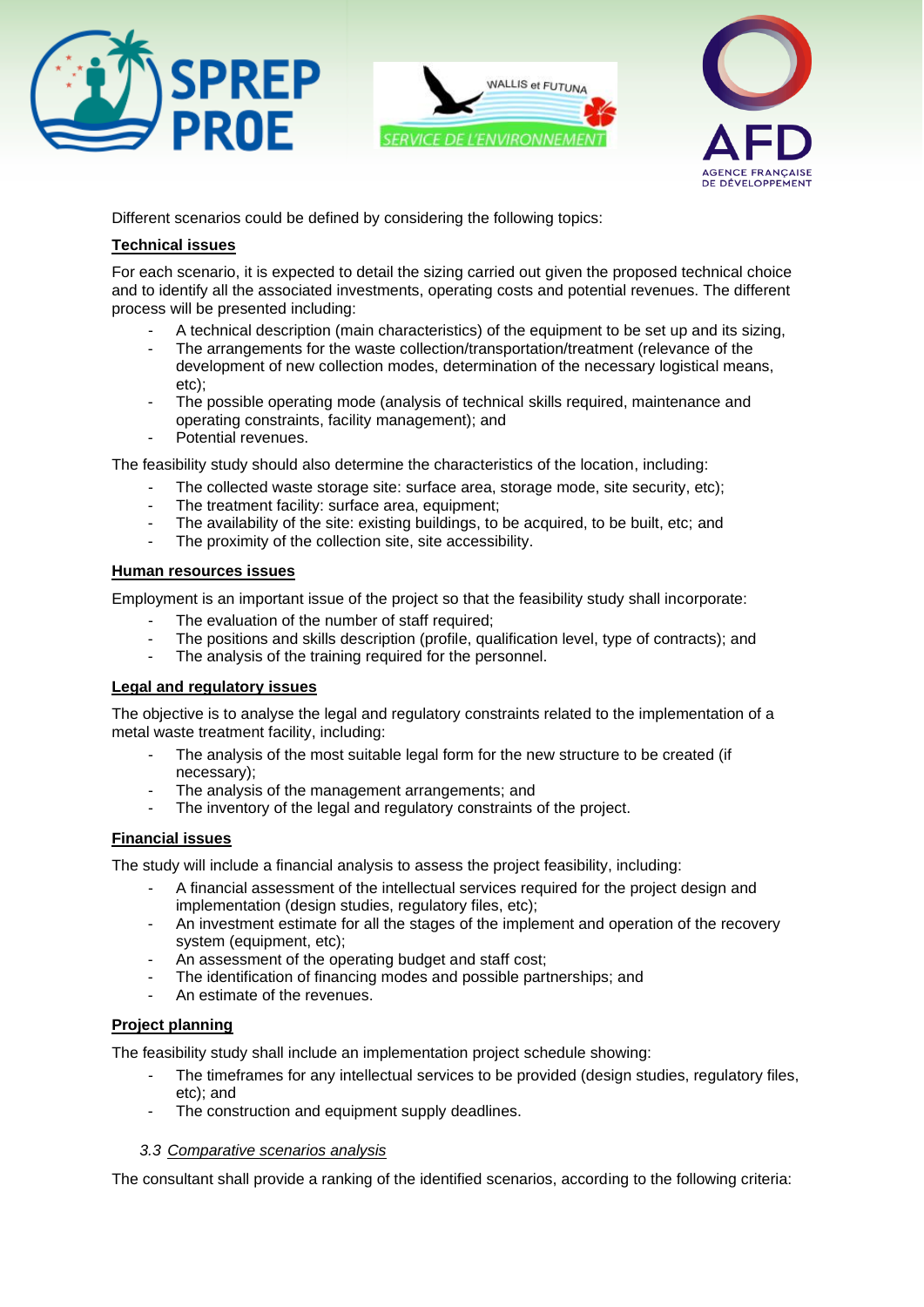Different scenarios could be defined by considering the following topics:

**Technical issues**

For each scenario, it is expected to detail the sizing carried out given the proposed technical choice and to identify all the associated investments, operating costs and potential revenues. The different process will be presented including:

- A technical description (main characteristics) of the equipment to be set up and its sizing,
- The arrangements for the waste collection/transportation/treatment (relevance of the development of new collection modes, determination of the necessary logistical means, etc);
- The possible operating mode (analysis of technical skills required, maintenance and operating constraints, facility management); and
- Potential revenues.

The feasibility study should also determine the characteristics of the location, including:

- The collected waste storage site: surface area, storage mode, site security, etc);
- The treatment facility: surface area, equipment;
- The availability of the site: existing buildings, to be acquired, to be built, etc; and
- The proximity of the collection site, site accessibility.

**Human resources issues**

Employment is an important issue of the project so that the feasibility study shall incorporate:

- The evaluation of the number of staff required;
- The positions and skills description (profile, qualification level, type of contracts); and
- The analysis of the training required for the personnel.

**Legal and regulatory issues**

The objective is to analyse the legal and regulatory constraints related to the implementation of a metal waste treatment facility, including:

- The analysis of the most suitable legal form for the new structure to be created (if necessary);
- The analysis of the management arrangements; and
- The inventory of the legal and regulatory constraints of the project.

**Financial issues**

The study will include a financial analysis to assess the project feasibility, including:

- A financial assessment of the intellectual services required for the project design and implementation (design studies, regulatory files, etc);
- An investment estimate for all the stages of the implement and operation of the recovery system (equipment, etc);
- An assessment of the operating budget and staff cost;
- The identification of financing modes and possible partnerships; and
- An estimate of the revenues.

**Project planning**

The feasibility study shall include an implementation project schedule showing:

- The timeframes for any intellectual services to be provided (design studies, regulatory files, etc); and
- The construction and equipment supply deadlines.

### *3.3 Comparative scenarios analysis*

The consultant shall provide a ranking of the identified scenarios, according to the following criteria: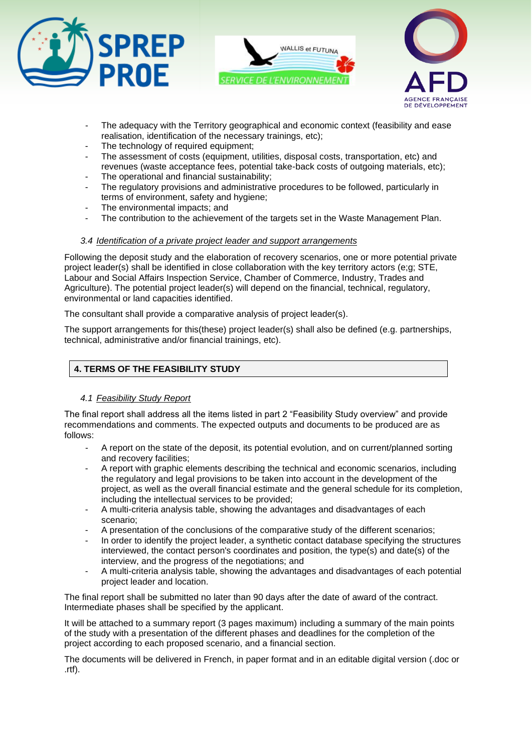- The adequacy with the Territory geographical and economic context (feasibility and ease realisation, identification of the necessary trainings, etc);
- The technology of required equipment;
- The assessment of costs (equipment, utilities, disposal costs, transportation, etc) and revenues (waste acceptance fees, potential take-back costs of outgoing materials, etc);
- The operational and financial sustainability;
- The regulatory provisions and administrative procedures to be followed, particularly in terms of environment, safety and hygiene;
- The environmental impacts; and
- The contribution to the achievement of the targets set in the Waste Management Plan.

### *3.4 Identification of a private project leader and support arrangements*

Following the deposit study and the elaboration of recovery scenarios, one or more potential private project leader(s) shall be identified in close collaboration with the key territory actors (e;g; STE, Labour and Social Affairs Inspection Service, Chamber of Commerce, Industry, Trades and Agriculture). The potential project leader(s) will depend on the financial, technical, regulatory, environmental or land capacities identified.

The consultant shall provide a comparative analysis of project leader(s).

The support arrangements for this(these) project leader(s) shall also be defined (e.g. partnerships, technical, administrative and/or financial trainings, etc).

## 4. TERMS OF THE FEASIBILITY STUDY

### *4.1 Feasibility Study Report*

The final report shall address all the items listed in part 2 “Feasibility Study overview” and provide recommendations and comments. The expected outputs and documents to be produced are as follows:

- A report on the state of the deposit, its potential evolution, and on current/planned sorting and recovery facilities;
- A report with graphic elements describing the technical and economic scenarios, including the regulatory and legal provisions to be taken into account in the development of the project, as well as the overall financial estimate and the general schedule for its completion, including the intellectual services to be provided;
- A multi-criteria analysis table, showing the advantages and disadvantages of each scenario;
- A presentation of the conclusions of the comparative study of the different scenarios;
- In order to identify the project leader, a synthetic contact database specifying the structures interviewed, the contact person's coordinates and position, the type(s) and date(s) of the interview, and the progress of the negotiations; and
- A multi-criteria analysis table, showing the advantages and disadvantages of each potential project leader and location.

The final report shall be submitted no later than 90 days after the date of award of the contract. Intermediate phases shall be specified by the applicant.

It will be attached to a summary report (3 pages maximum) including a summary of the main points of the study with a presentation of the different phases and deadlines for the completion of the project according to each proposed scenario, and a financial section.

The documents will be delivered in French, in paper format and in an editable digital version (.doc or .rtf).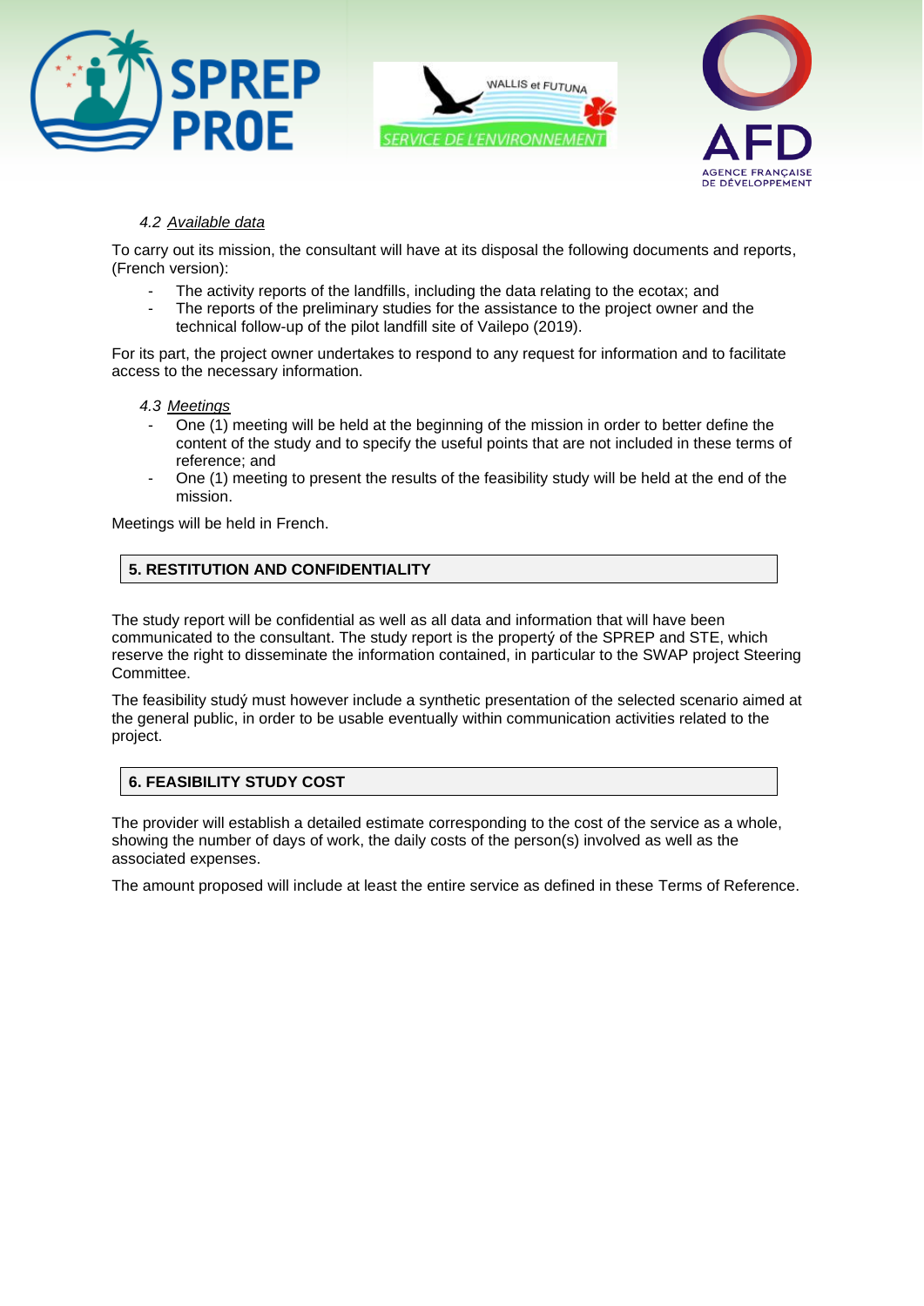*4.2 Available data*

To carry out its mission, the consultant will have at its disposal the following documents and reports, (French version):

- The activity reports of the landfills, including the data relating to the ecotax; and
- The reports of the preliminary studies for the assistance to the project owner and the technical follow-up of the pilot landfill site of Vailepo (2019).

For its part, the project owner undertakes to respond to any request for information and to facilitate access to the necessary information.

*4.3 Meetings*

- One (1) meeting will be held at the beginning of the mission in order to better define the content of the study and to specify the useful points that are not included in these terms of reference; and
- One (1) meeting to present the results of the feasibility study will be held at the end of the mission.

Meetings will be held in French.

## 5. RESTITUTION AND CONFIDENTIALITY

The study report will be confidential as well as all data and information that will have been communicated to the consultant. The study report is the propertý of the SPREP and STE, which reserve the right to disseminate the information contained, in particular to the SWAP project Steering Committee.

The feasibility studý must however include a synthetic presentation of the selected scenario aimed at the general public, in order to be usable eventually within communication activities related to the project.

## 6. FEASIBILITY STUDY COST

The provider will establish a detailed estimate corresponding to the cost of the service as a whole, showing the number of days of work, the daily costs of the person(s) involved as well as the associated expenses.

The amount proposed will include at least the entire service as defined in these Terms of Reference.